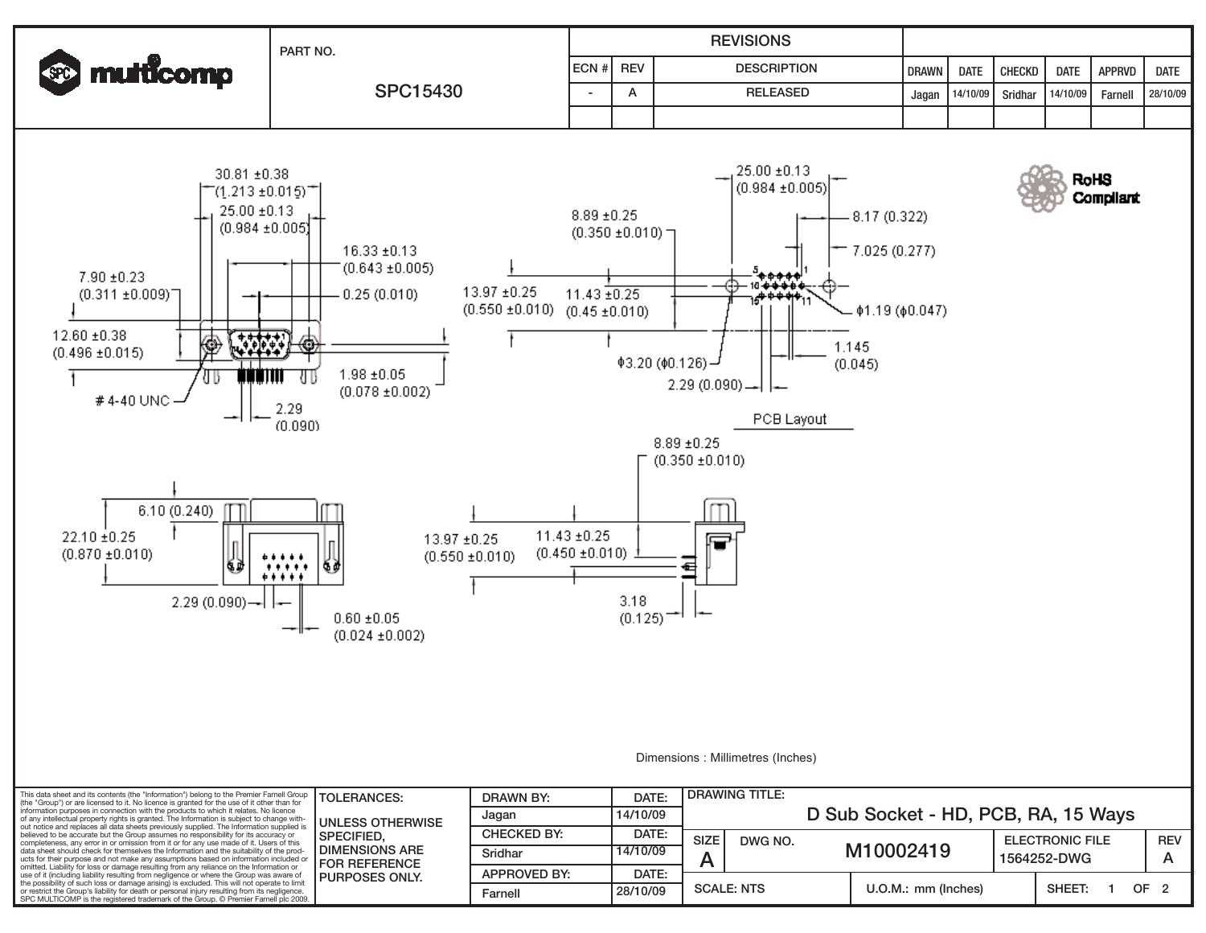**multicomp**

| PART NO. |
|---|
| SPC15430 |

**REVISIONS**

| ECN # | REV | DESCRIPTION | DRAWN | DATE | CHECKD | DATE | APPRVD | DATE |
|---|---|---|---|---|---|---|---|---|
| - | A | RELEASED | Jagan | 14/10/09 | Sridhar | 14/10/09 | Farnell | 28/10/09 |

RoHS Compliant

30.81 ±0.38 (1.213 ±0.015)

25.00 ±0.13 (0.984 ±0.005)

16.33 ±0.13 (0.643 ±0.005)

7.90 ±0.23 (0.311 ±0.009)

0.25 (0.010)

12.60 ±0.38 (0.496 ±0.015)

1.98 ±0.05 (0.078 ±0.002)

# 4-40 UNC

2.29 (0.090)

25.00 ±0.13 (0.984 ±0.005)

8.89 ±0.25 (0.350 ±0.010)

8.17 (0.322)

7.025 (0.277)

13.97 ±0.25 (0.550 ±0.010)

11.43 ±0.25 (0.45 ±0.010)

ϕ1.19 (ϕ0.047)

1.145 (0.045)

ϕ3.20 (ϕ0.126)

2.29 (0.090)

PCB Layout

6.10 (0.240)

22.10 ±0.25 (0.870 ±0.010)

2.29 (0.090)

0.60 ±0.05 (0.024 ±0.002)

8.89 ±0.25 (0.350 ±0.010)

13.97 ±0.25 (0.550 ±0.010)

11.43 ±0.25 (0.450 ±0.010)

3.18 (0.125)

Dimensions : Millimetres (Inches)

This data sheet and its contents (the "Information") belong to the Premier Farnell Group (the "Group") or are licensed to it. No licence is granted for the use of it other than for information purposes in connection with the products to which it relates. No licence of any intellectual property rights is granted. The Information is subject to change without notice and replaces all data sheets previously supplied. The Information supplied is believed to be accurate but the Group assumes no responsibility for its accuracy or completeness, any error in or omission from it or for any use made of it. Users of this data sheet should check for themselves the Information and the suitability of the products for their purpose and not make any assumptions based on information included or omitted. Liability for loss or damage resulting from any reliance on the Information or use of it (including liability resulting from negligence or where the Group was aware of the possibility of such loss or damage arising) is excluded. This will not operate to limit or restrict the Group's liability for death or personal injury resulting from its negligence. SPC MULTICOMP is the registered trademark of the Group. © Premier Farnell plc 2009.

TOLERANCES:

UNLESS OTHERWISE SPECIFIED, DIMENSIONS ARE FOR REFERENCE PURPOSES ONLY.

| DRAWN BY: | DATE: |
|---|---|
| Jagan | 14/10/09 |
| CHECKED BY: | DATE: |
| Sridhar | 14/10/09 |
| APPROVED BY: | DATE: |
| Farnell | 28/10/09 |

DRAWING TITLE: D Sub Socket - HD, PCB, RA, 15 Ways

| SIZE | DWG NO. | ELECTRONIC FILE | REV |
|---|---|---|---|
| A | M10002419 | 1564252-DWG | A |

SCALE: NTS | U.O.M.: mm (Inches) | SHEET: 1 OF 2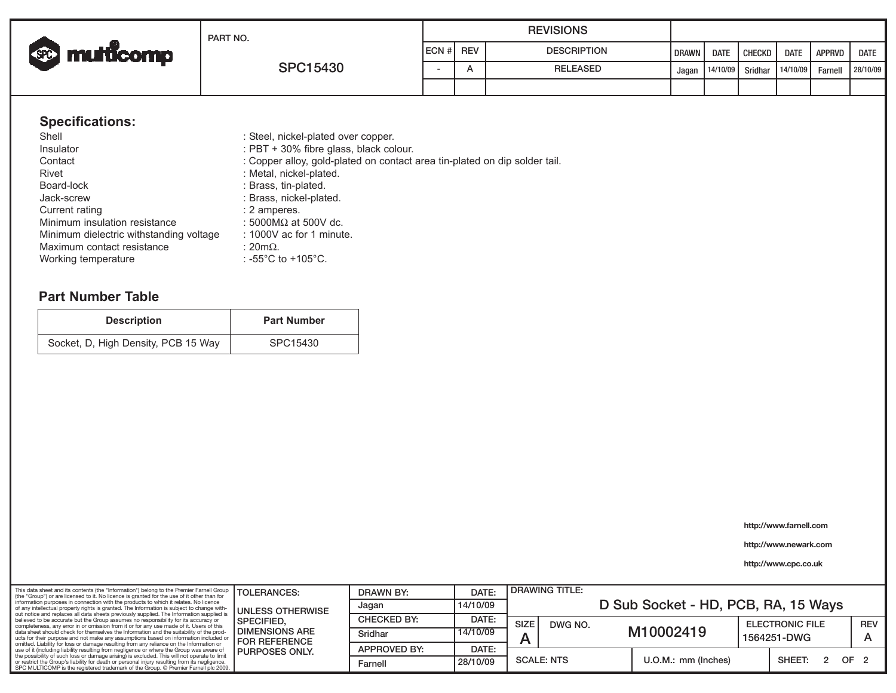multicomp

PART NO.

SPC15430

| REVISIONS | | | | | | | | |
|---|---|---|---|---|---|---|---|---|
| ECN # | REV | DESCRIPTION | DRAWN | DATE | CHECKD | DATE | APPRVD | DATE |
| - | A | RELEASED | Jagan | 14/10/09 | Sridhar | 14/10/09 | Farnell | 28/10/09 |

## Specifications:

| | |
|---|---|
| Shell | : Steel, nickel-plated over copper. |
| Insulator | : PBT + 30% fibre glass, black colour. |
| Contact | : Copper alloy, gold-plated on contact area tin-plated on dip solder tail. |
| Rivet | : Metal, nickel-plated. |
| Board-lock | : Brass, tin-plated. |
| Jack-screw | : Brass, nickel-plated. |
| Current rating | : 2 amperes. |
| Minimum insulation resistance | : 5000MΩ at 500V dc. |
| Minimum dielectric withstanding voltage | : 1000V ac for 1 minute. |
| Maximum contact resistance | : 20mΩ. |
| Working temperature | : -55°C to +105°C. |

## Part Number Table

| Description | Part Number |
|---|---|
| Socket, D, High Density, PCB 15 Way | SPC15430 |

http://www.farnell.com

http://www.newark.com

http://www.cpc.co.uk

This data sheet and its contents (the "Information") belong to the Premier Farnell Group (the "Group") or are licensed to it. No licence is granted for the use of it other than for information purposes in connection with the products to which it relates. No licence of any intellectual property rights is granted. The Information is subject to change without notice and replaces all data sheets previously supplied. The Information supplied is believed to be accurate but the Group assumes no responsibility for its accuracy or completeness, any error in or omission from it or for any use made of it. Users of this data sheet should check for themselves the Information and the suitability of the products for their purpose and not make any assumptions based on information included or omitted. Liability for loss or damage resulting from any reliance on the Information or use of it (including liability resulting from negligence or where the Group was aware of the possibility of such loss or damage arising) is excluded. This will not operate to limit or restrict the Group's liability for death or personal injury resulting from its negligence. SPC MULTICOMP is the registered trademark of the Group. © Premier Farnell plc 2009.

| | | | |
|---|---|---|---|
| TOLERANCES: UNLESS OTHERWISE SPECIFIED, DIMENSIONS ARE FOR REFERENCE PURPOSES ONLY. | DRAWN BY: Jagan | DATE: 14/10/09 | DRAWING TITLE: D Sub Socket - HD, PCB, RA, 15 Ways |
| | CHECKED BY: Sridhar | DATE: 14/10/09 | SIZE: A; DWG NO.: M10002419; ELECTRONIC FILE: 1564251-DWG; REV: A |
| | APPROVED BY: Farnell | DATE: 28/10/09 | SCALE: NTS; U.O.M.: mm (Inches); SHEET: 2 OF 2 |